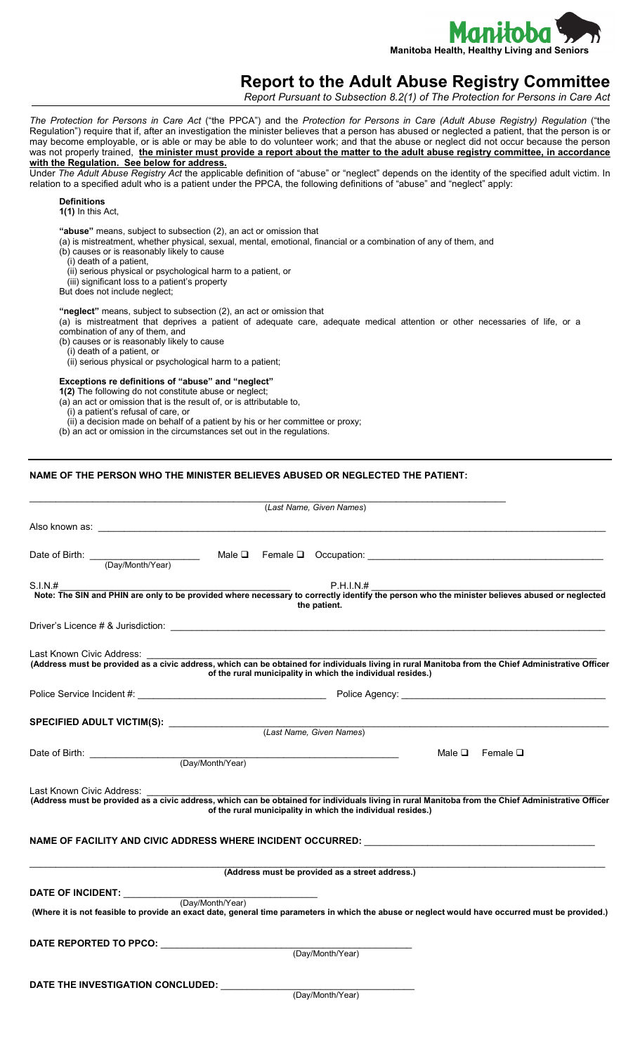Manitoba Health, Healthy Living and Seniors

# Report to the Adult Abuse Registry Committee

*Report Pursuant to Subsection 8.2(1) of The Protection for Persons in Care Act*

*The Protection for Persons in Care Act* ("the PPCA") and the *Protection for Persons in Care (Adult Abuse Registry) Regulation* ("the Regulation") require that if, after an investigation the minister believes that a person has abused or neglected a patient, that the person is or may become employable, or is able or may be able to do volunteer work; and that the abuse or neglect did not occur because the person was not properly trained, **the minister must provide a report about the matter to the adult abuse registry committee, in accordance with the Regulation. See below for address.**

Under *The Adult Abuse Registry Act* the applicable definition of "abuse" or "neglect" depends on the identity of the specified adult victim. In relation to a specified adult who is a patient under the PPCA, the following definitions of "abuse" and "neglect" apply:

**Definitions**
**1(1)** In this Act,

**"abuse"** means, subject to subsection (2), an act or omission that
(a) is mistreatment, whether physical, sexual, mental, emotional, financial or a combination of any of them, and
(b) causes or is reasonably likely to cause
(i) death of a patient,
(ii) serious physical or psychological harm to a patient, or
(iii) significant loss to a patient's property
But does not include neglect;

**"neglect"** means, subject to subsection (2), an act or omission that
(a) is mistreatment that deprives a patient of adequate care, adequate medical attention or other necessaries of life, or a combination of any of them, and
(b) causes or is reasonably likely to cause
(i) death of a patient, or
(ii) serious physical or psychological harm to a patient;

**Exceptions re definitions of "abuse" and "neglect"**
**1(2)** The following do not constitute abuse or neglect;
(a) an act or omission that is the result of, or is attributable to,
(i) a patient's refusal of care, or
(ii) a decision made on behalf of a patient by his or her committee or proxy;
(b) an act or omission in the circumstances set out in the regulations.

---

**NAME OF THE PERSON WHO THE MINISTER BELIEVES ABUSED OR NEGLECTED THE PATIENT:**

_______________________________________________
(*Last Name, Given Names*)

Also known as: _______________________________________________

Date of Birth: ____________________ (Day/Month/Year) Male ☐ Female ☐ Occupation: ______________________________

S.I.N.# ______________________________ P.H.I.N.# ______________________________

**Note: The SIN and PHIN are only to be provided where necessary to correctly identify the person who the minister believes abused or neglected the patient.**

Driver's Licence # & Jurisdiction: _______________________________________________

Last Known Civic Address: _______________________________________________

**(Address must be provided as a civic address, which can be obtained for individuals living in rural Manitoba from the Chief Administrative Officer of the rural municipality in which the individual resides.)**

Police Service Incident #: ______________________________ Police Agency: ______________________________

**SPECIFIED ADULT VICTIM(S):** _______________________________________________
(*Last Name, Given Names*)

Date of Birth: ______________________________ (Day/Month/Year) Male ☐ Female ☐

Last Known Civic Address: _______________________________________________

**(Address must be provided as a civic address, which can be obtained for individuals living in rural Manitoba from the Chief Administrative Officer of the rural municipality in which the individual resides.)**

**NAME OF FACILITY AND CIVIC ADDRESS WHERE INCIDENT OCCURRED:** ______________________________

_______________________________________________
**(Address must be provided as a street address.)**

**DATE OF INCIDENT:** ______________________________ (Day/Month/Year)

**(Where it is not feasible to provide an exact date, general time parameters in which the abuse or neglect would have occurred must be provided.)**

**DATE REPORTED TO PPCO:** ______________________________ (Day/Month/Year)

**DATE THE INVESTIGATION CONCLUDED:** ______________________________ (Day/Month/Year)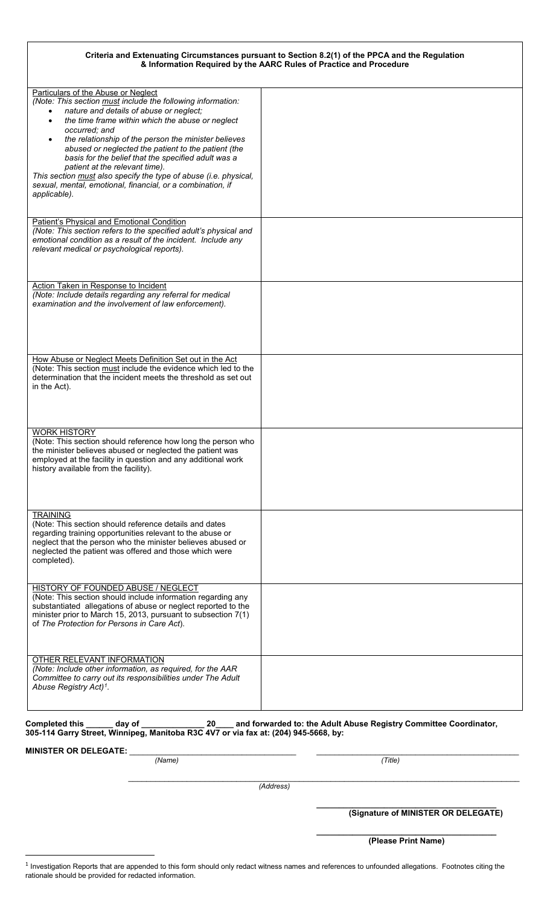| Criteria and Extenuating Circumstances pursuant to Section 8.2(1) of the PPCA and the Regulation & Information Required by the AARC Rules of Practice and Procedure | |
|---|---|
| Particulars of the Abuse or Neglect<br>*(Note: This section must include the following information:*<br>• *nature and details of abuse or neglect;*<br>• *the time frame within which the abuse or neglect occurred; and*<br>• *the relationship of the person the minister believes abused or neglected the patient to the patient (the basis for the belief that the specified adult was a patient at the relevant time).*<br>*This section must also specify the type of abuse (i.e. physical, sexual, mental, emotional, financial, or a combination, if applicable).* | |
| Patient's Physical and Emotional Condition<br>*(Note: This section refers to the specified adult's physical and emotional condition as a result of the incident. Include any relevant medical or psychological reports).* | |
| Action Taken in Response to Incident<br>*(Note: Include details regarding any referral for medical examination and the involvement of law enforcement).* | |
| How Abuse or Neglect Meets Definition Set out in the Act<br>(Note: This section must include the evidence which led to the determination that the incident meets the threshold as set out in the Act). | |
| WORK HISTORY<br>(Note: This section should reference how long the person who the minister believes abused or neglected the patient was employed at the facility in question and any additional work history available from the facility). | |
| TRAINING<br>(Note: This section should reference details and dates regarding training opportunities relevant to the abuse or neglect that the person who the minister believes abused or neglected the patient was offered and those which were completed). | |
| HISTORY OF FOUNDED ABUSE / NEGLECT<br>(Note: This section should include information regarding any substantiated allegations of abuse or neglect reported to the minister prior to March 15, 2013, pursuant to subsection 7(1) of *The Protection for Persons in Care Act*). | |
| OTHER RELEVANT INFORMATION<br>*(Note: Include other information, as required, for the AAR Committee to carry out its responsibilities under The Adult Abuse Registry Act)*[1]. | |

**Completed this ______ day of ______________ 20____ and forwarded to: the Adult Abuse Registry Committee Coordinator, 305-114 Garry Street, Winnipeg, Manitoba R3C 4V7 or via fax at: (204) 945-5668, by:**

**MINISTER OR DELEGATE:** ____________________________________ ____________________________________

*(Name)* *(Title)*

______________________________________________________________________________

*(Address)*

______________________________________

**(Signature of MINISTER OR DELEGATE)**

______________________________________

**(Please Print Name)**

[1] Investigation Reports that are appended to this form should only redact witness names and references to unfounded allegations. Footnotes citing the rationale should be provided for redacted information.